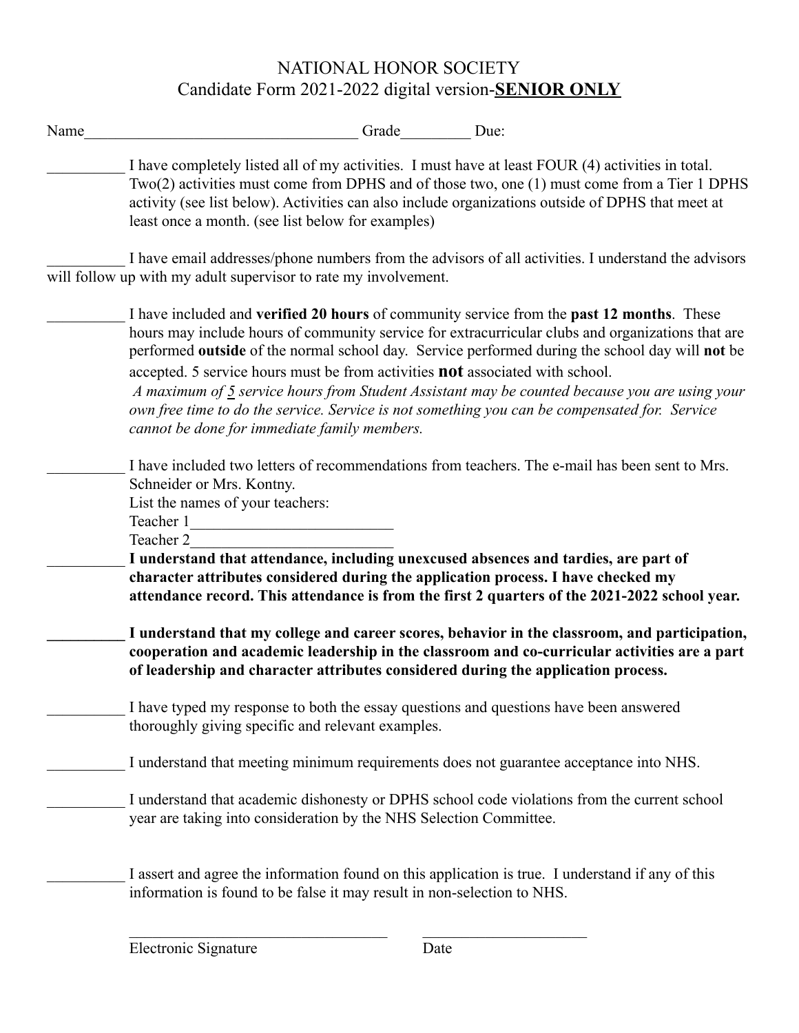# NATIONAL HONOR SOCIETY
## Candidate Form 2021-2022 digital version-**SENIOR ONLY**

Name___________________________________ Grade_________ Due:

__________ I have completely listed all of my activities. I must have at least FOUR (4) activities in total. Two(2) activities must come from DPHS and of those two, one (1) must come from a Tier 1 DPHS activity (see list below). Activities can also include organizations outside of DPHS that meet at least once a month. (see list below for examples)

__________ I have email addresses/phone numbers from the advisors of all activities. I understand the advisors will follow up with my adult supervisor to rate my involvement.

__________ I have included and **verified 20 hours** of community service from the **past 12 months**. These hours may include hours of community service for extracurricular clubs and organizations that are performed **outside** of the normal school day. Service performed during the school day will **not** be accepted. 5 service hours must be from activities **not** associated with school.
*A maximum of 5 service hours from Student Assistant may be counted because you are using your own free time to do the service. Service is not something you can be compensated for. Service cannot be done for immediate family members.*

__________ I have included two letters of recommendations from teachers. The e-mail has been sent to Mrs. Schneider or Mrs. Kontny.
List the names of your teachers:
Teacher 1__________________________
Teacher 2__________________________

__________ **I understand that attendance, including unexcused absences and tardies, are part of character attributes considered during the application process. I have checked my attendance record. This attendance is from the first 2 quarters of the 2021-2022 school year.**

__________ **I understand that my college and career scores, behavior in the classroom, and participation, cooperation and academic leadership in the classroom and co-curricular activities are a part of leadership and character attributes considered during the application process.**

__________ I have typed my response to both the essay questions and questions have been answered thoroughly giving specific and relevant examples.

__________ I understand that meeting minimum requirements does not guarantee acceptance into NHS.

__________ I understand that academic dishonesty or DPHS school code violations from the current school year are taking into consideration by the NHS Selection Committee.

__________ I assert and agree the information found on this application is true. I understand if any of this information is found to be false it may result in non-selection to NHS.

___________________________________ ______________________
Electronic Signature Date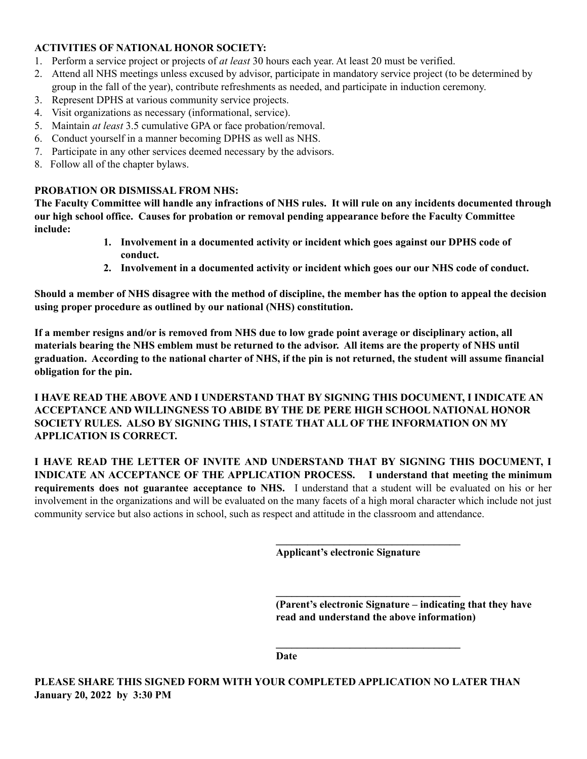**ACTIVITIES OF NATIONAL HONOR SOCIETY:**

1. Perform a service project or projects of *at least* 30 hours each year. At least 20 must be verified.
2. Attend all NHS meetings unless excused by advisor, participate in mandatory service project (to be determined by group in the fall of the year), contribute refreshments as needed, and participate in induction ceremony.
3. Represent DPHS at various community service projects.
4. Visit organizations as necessary (informational, service).
5. Maintain *at least* 3.5 cumulative GPA or face probation/removal.
6. Conduct yourself in a manner becoming DPHS as well as NHS.
7. Participate in any other services deemed necessary by the advisors.
8. Follow all of the chapter bylaws.

**PROBATION OR DISMISSAL FROM NHS:**

**The Faculty Committee will handle any infractions of NHS rules. It will rule on any incidents documented through our high school office. Causes for probation or removal pending appearance before the Faculty Committee include:**

1. **Involvement in a documented activity or incident which goes against our DPHS code of conduct.**
2. **Involvement in a documented activity or incident which goes our our NHS code of conduct.**

**Should a member of NHS disagree with the method of discipline, the member has the option to appeal the decision using proper procedure as outlined by our national (NHS) constitution.**

**If a member resigns and/or is removed from NHS due to low grade point average or disciplinary action, all materials bearing the NHS emblem must be returned to the advisor. All items are the property of NHS until graduation. According to the national charter of NHS, if the pin is not returned, the student will assume financial obligation for the pin.**

**I HAVE READ THE ABOVE AND I UNDERSTAND THAT BY SIGNING THIS DOCUMENT, I INDICATE AN ACCEPTANCE AND WILLINGNESS TO ABIDE BY THE DE PERE HIGH SCHOOL NATIONAL HONOR SOCIETY RULES. ALSO BY SIGNING THIS, I STATE THAT ALL OF THE INFORMATION ON MY APPLICATION IS CORRECT.**

**I HAVE READ THE LETTER OF INVITE AND UNDERSTAND THAT BY SIGNING THIS DOCUMENT, I INDICATE AN ACCEPTANCE OF THE APPLICATION PROCESS. I understand that meeting the minimum requirements does not guarantee acceptance to NHS.** I understand that a student will be evaluated on his or her involvement in the organizations and will be evaluated on the many facets of a high moral character which include not just community service but also actions in school, such as respect and attitude in the classroom and attendance.

\_\_\_\_\_\_\_\_\_\_\_\_\_\_\_\_\_\_\_\_\_\_\_\_\_\_\_\_\_\_\_\_\_\_\_\_

**Applicant's electronic Signature**

\_\_\_\_\_\_\_\_\_\_\_\_\_\_\_\_\_\_\_\_\_\_\_\_\_\_\_\_\_\_\_\_\_\_\_\_

**(Parent's electronic Signature – indicating that they have read and understand the above information)**

\_\_\_\_\_\_\_\_\_\_\_\_\_\_\_\_\_\_\_\_\_\_\_\_\_\_\_\_\_\_\_\_\_\_\_\_

**Date**

**PLEASE SHARE THIS SIGNED FORM WITH YOUR COMPLETED APPLICATION NO LATER THAN January 20, 2022 by 3:30 PM**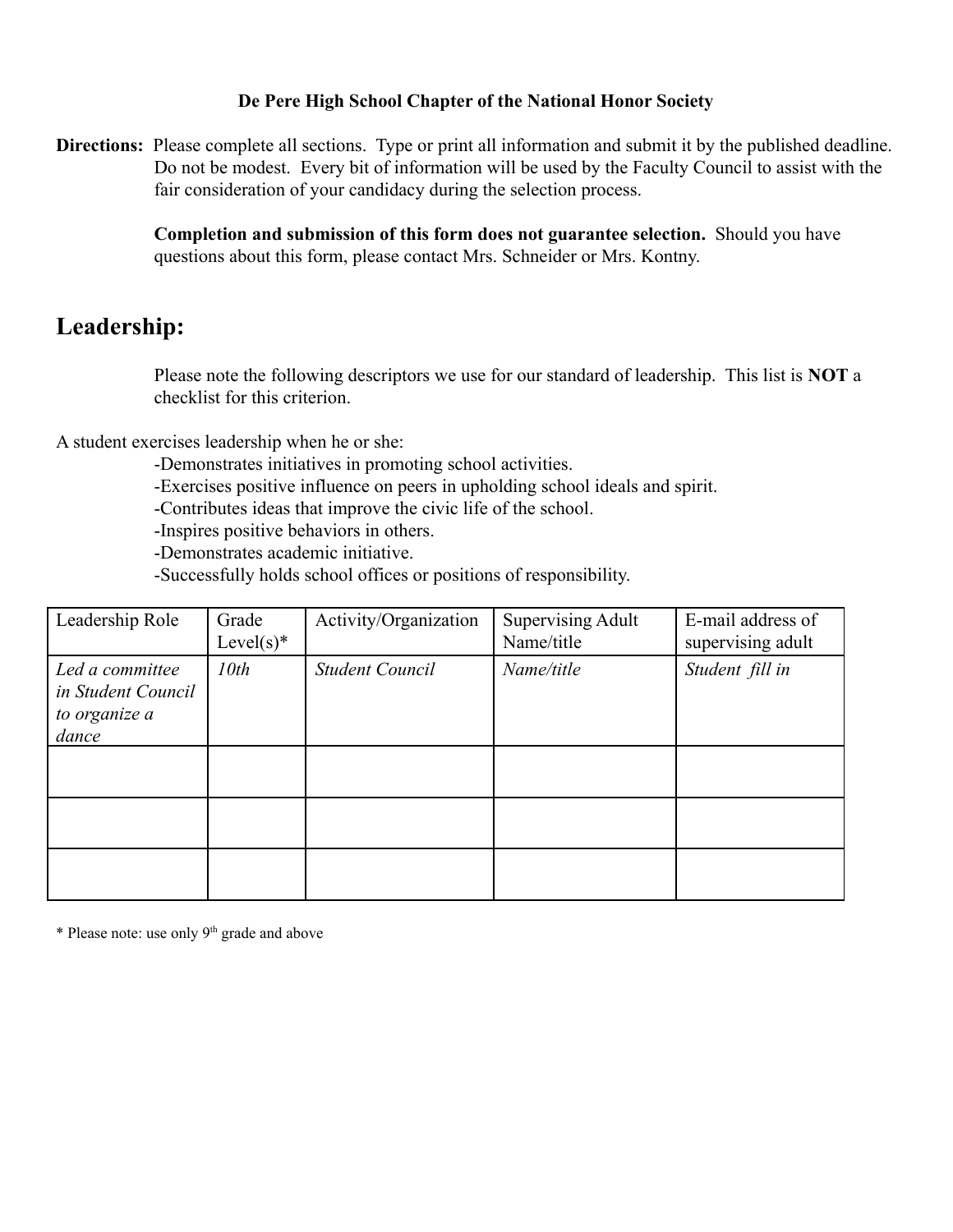**De Pere High School Chapter of the National Honor Society**

**Directions:** Please complete all sections. Type or print all information and submit it by the published deadline. Do not be modest. Every bit of information will be used by the Faculty Council to assist with the fair consideration of your candidacy during the selection process.

**Completion and submission of this form does not guarantee selection.** Should you have questions about this form, please contact Mrs. Schneider or Mrs. Kontny.

## Leadership:

Please note the following descriptors we use for our standard of leadership. This list is **NOT** a checklist for this criterion.

A student exercises leadership when he or she:

-Demonstrates initiatives in promoting school activities.
-Exercises positive influence on peers in upholding school ideals and spirit.
-Contributes ideas that improve the civic life of the school.
-Inspires positive behaviors in others.
-Demonstrates academic initiative.
-Successfully holds school offices or positions of responsibility.

| Leadership Role | Grade Level(s)* | Activity/Organization | Supervising Adult Name/title | E-mail address of supervising adult |
|---|---|---|---|---|
| *Led a committee in Student Council to organize a dance* | *10th* | *Student Council* | *Name/title* | *Student fill in* |
| | | | | |
| | | | | |
| | | | | |

* Please note: use only 9th grade and above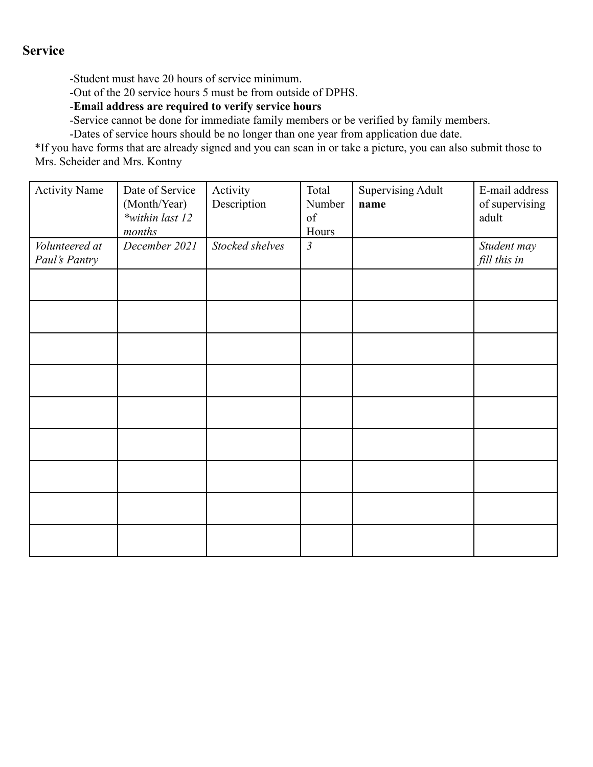## Service

-Student must have 20 hours of service minimum.

-Out of the 20 service hours 5 must be from outside of DPHS.

-**Email address are required to verify service hours**

-Service cannot be done for immediate family members or be verified by family members.

-Dates of service hours should be no longer than one year from application due date.

*If you have forms that are already signed and you can scan in or take a picture, you can also submit those to Mrs. Scheider and Mrs. Kontny

| Activity Name | Date of Service (Month/Year) *\*within last 12 months* | Activity Description | Total Number of Hours | Supervising Adult **name** | E-mail address of supervising adult |
|---|---|---|---|---|---|
| *Volunteered at Paul's Pantry* | *December 2021* | *Stocked shelves* | *3* | | *Student may fill this in* |
| | | | | | |
| | | | | | |
| | | | | | |
| | | | | | |
| | | | | | |
| | | | | | |
| | | | | | |
| | | | | | |
| | | | | | |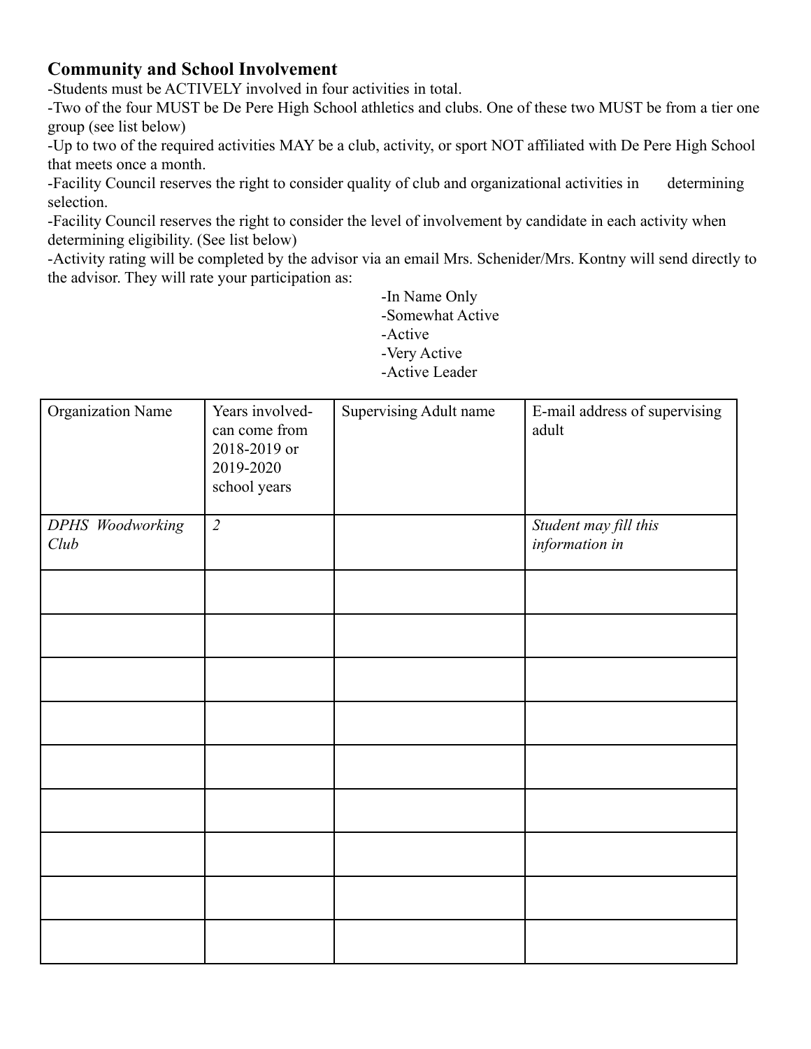## Community and School Involvement

-Students must be ACTIVELY involved in four activities in total.

-Two of the four MUST be De Pere High School athletics and clubs. One of these two MUST be from a tier one group (see list below)

-Up to two of the required activities MAY be a club, activity, or sport NOT affiliated with De Pere High School that meets once a month.

-Facility Council reserves the right to consider quality of club and organizational activities in determining selection.

-Facility Council reserves the right to consider the level of involvement by candidate in each activity when determining eligibility. (See list below)

-Activity rating will be completed by the advisor via an email Mrs. Schenider/Mrs. Kontny will send directly to the advisor. They will rate your participation as:

-In Name Only
-Somewhat Active
-Active
-Very Active
-Active Leader

| Organization Name | Years involved- can come from 2018-2019 or 2019-2020 school years | Supervising Adult name | E-mail address of supervising adult |
|---|---|---|---|
| *DPHS Woodworking Club* | *2* | | *Student may fill this information in* |
| | | | |
| | | | |
| | | | |
| | | | |
| | | | |
| | | | |
| | | | |
| | | | |
| | | | |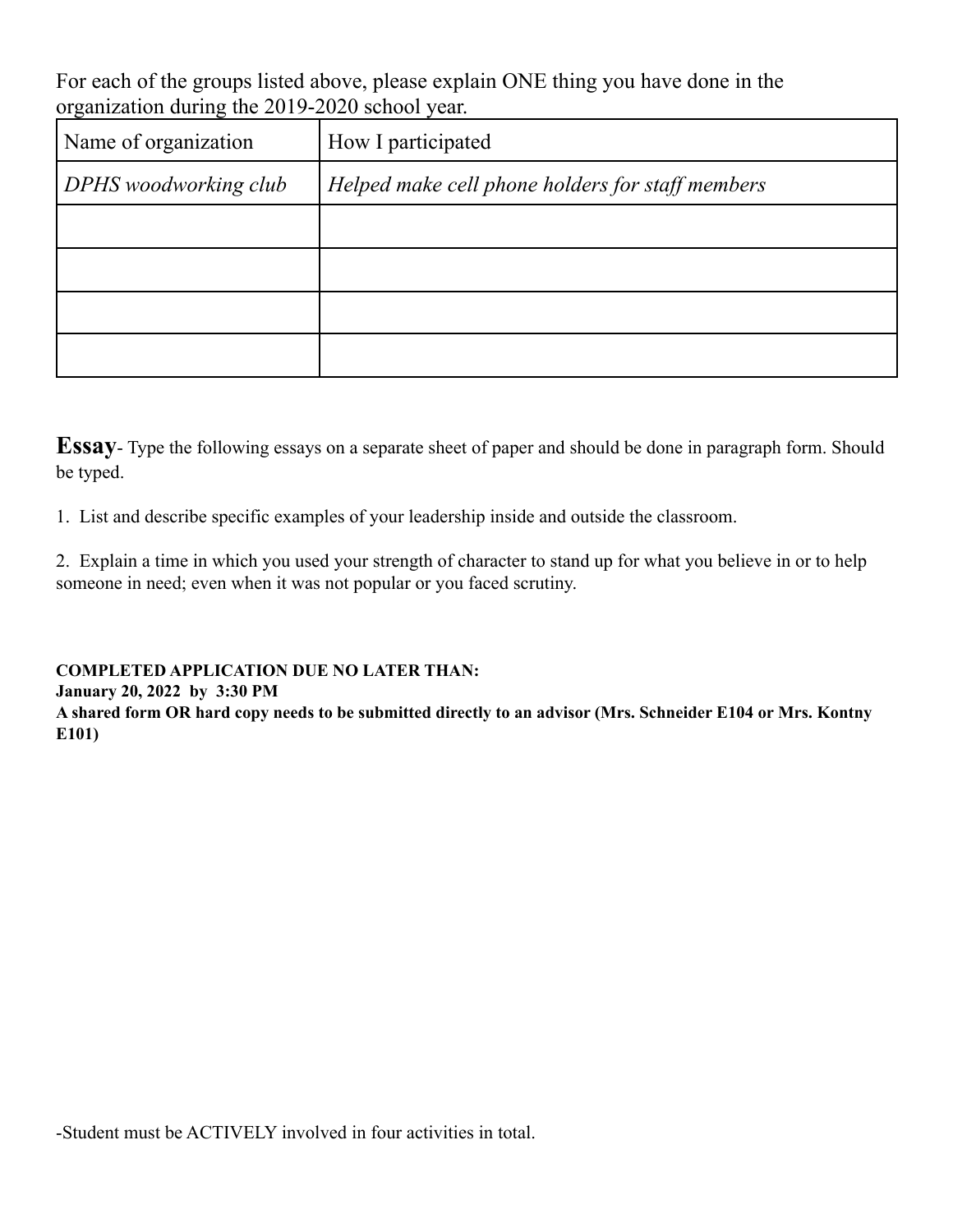For each of the groups listed above, please explain ONE thing you have done in the organization during the 2019-2020 school year.

| Name of organization | How I participated |
| --- | --- |
| *DPHS woodworking club* | *Helped make cell phone holders for staff members* |
| | |
| | |
| | |
| | |

**Essay**- Type the following essays on a separate sheet of paper and should be done in paragraph form. Should be typed.

1. List and describe specific examples of your leadership inside and outside the classroom.

2. Explain a time in which you used your strength of character to stand up for what you believe in or to help someone in need; even when it was not popular or you faced scrutiny.

**COMPLETED APPLICATION DUE NO LATER THAN:**
**January 20, 2022 by 3:30 PM**
**A shared form OR hard copy needs to be submitted directly to an advisor (Mrs. Schneider E104 or Mrs. Kontny E101)**

-Student must be ACTIVELY involved in four activities in total.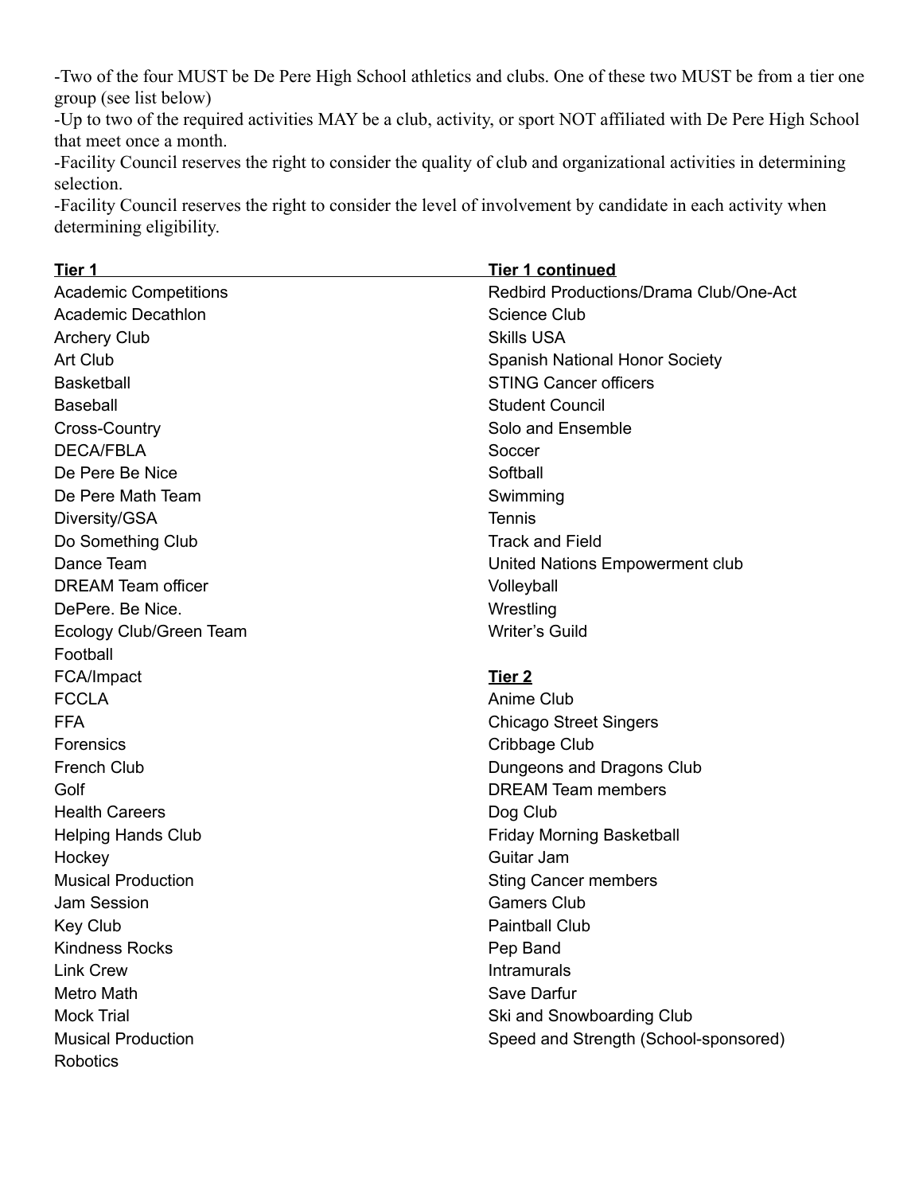-Two of the four MUST be De Pere High School athletics and clubs. One of these two MUST be from a tier one group (see list below)
-Up to two of the required activities MAY be a club, activity, or sport NOT affiliated with De Pere High School that meet once a month.
-Facility Council reserves the right to consider the quality of club and organizational activities in determining selection.
-Facility Council reserves the right to consider the level of involvement by candidate in each activity when determining eligibility.

**Tier 1**

Academic Competitions
Academic Decathlon
Archery Club
Art Club
Basketball
Baseball
Cross-Country
DECA/FBLA
De Pere Be Nice
De Pere Math Team
Diversity/GSA
Do Something Club
Dance Team
DREAM Team officer
DePere. Be Nice.
Ecology Club/Green Team
Football
FCA/Impact
FCCLA
FFA
Forensics
French Club
Golf
Health Careers
Helping Hands Club
Hockey
Musical Production
Jam Session
Key Club
Kindness Rocks
Link Crew
Metro Math
Mock Trial
Musical Production
Robotics

**Tier 1 continued**

Redbird Productions/Drama Club/One-Act
Science Club
Skills USA
Spanish National Honor Society
STING Cancer officers
Student Council
Solo and Ensemble
Soccer
Softball
Swimming
Tennis
Track and Field
United Nations Empowerment club
Volleyball
Wrestling
Writer's Guild

**Tier 2**

Anime Club
Chicago Street Singers
Cribbage Club
Dungeons and Dragons Club
DREAM Team members
Dog Club
Friday Morning Basketball
Guitar Jam
Sting Cancer members
Gamers Club
Paintball Club
Pep Band
Intramurals
Save Darfur
Ski and Snowboarding Club
Speed and Strength (School-sponsored)